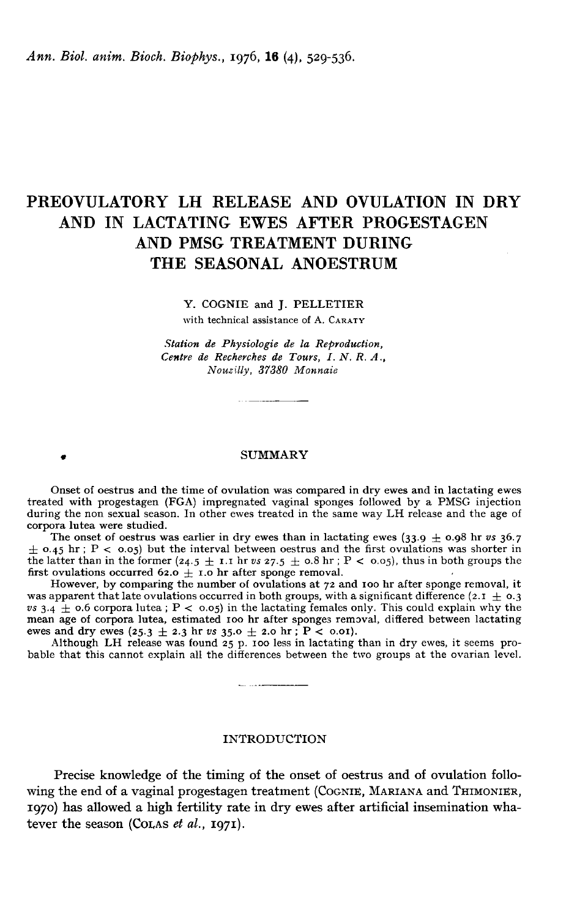# PREOVULATORY LH RELEASE AND OVULATION IN DRY AND IN LACTATING EWES AFTER PROGESTAGEN AND PMSG TREATMENT DURING THE SEASONAL ANOESTRUM

Y. COGNIE and J. PELLETIER

with technical assistance of A. CARATY

*Station de Physiologie de la Reproduction, Centre de Recherches de Tours, I. N. R. A., Nouzilly, 37380 Monnaie*

## SUMMARY

Onset of oestrus and the time of ovulation was compared in dry ewes and in lactating ewes treated with progestagen (FGA) impregnated vaginal sponges followed by a PMSG injection during the non sexual season. In other ewes treated in the same way LH release and the age of corpora lutea were studied.

The onset of oestrus was earlier in dry ewes than in lactating ewes ($33.9 \pm 0.98$ hr *vs* $36.7 \pm 0.45$ hr ; $P < 0.05$) but the interval between oestrus and the first ovulations was shorter in the latter than in the former ($24.5 \pm 1.1$ hr *vs* $27.5 \pm 0.8$ hr ; $P < 0.05$), thus in both groups the first ovulations occurred $62.0 \pm 1.0$ hr after sponge removal.

However, by comparing the number of ovulations at 72 and 100 hr after sponge removal, it was apparent that late ovulations occurred in both groups, with a significant difference ($2.1 \pm 0.3$ *vs* $3.4 \pm 0.6$ corpora lutea ; $P < 0.05$) in the lactating females only. This could explain why the mean age of corpora lutea, estimated 100 hr after sponges removal, differed between lactating ewes and dry ewes ($25.3 \pm 2.3$ hr *vs* $35.0 \pm 2.0$ hr ; $P < 0.01$).

Although LH release was found 25 p. 100 less in lactating than in dry ewes, it seems probable that this cannot explain all the differences between the two groups at the ovarian level.

## INTRODUCTION

Precise knowledge of the timing of the onset of oestrus and of ovulation following the end of a vaginal progestagen treatment (COGNIE, MARIANA and THIMONIER, 1970) has allowed a high fertility rate in dry ewes after artificial insemination whatever the season (COLAS *et al.*, 1971).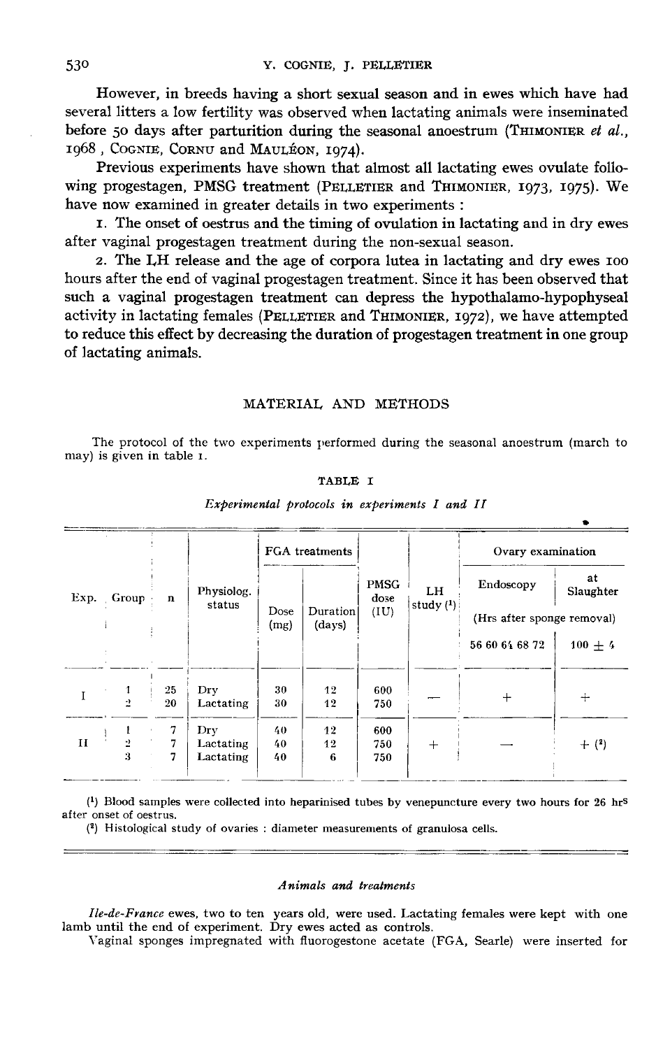However, in breeds having a short sexual season and in ewes which have had several litters a low fertility was observed when lactating animals were inseminated before 50 days after parturition during the seasonal anoestrum (THIMONIER *et al.*, 1968, COGNIE, CORNU and MAULÉON, 1974).

Previous experiments have shown that almost all lactating ewes ovulate following progestagen, PMSG treatment (PELLETIER and THIMONIER, 1973, 1975). We have now examined in greater details in two experiments :

1. The onset of oestrus and the timing of ovulation in lactating and in dry ewes after vaginal progestagen treatment during the non-sexual season.
2. The LH release and the age of corpora lutea in lactating and dry ewes 100 hours after the end of vaginal progestagen treatment. Since it has been observed that such a vaginal progestagen treatment can depress the hypothalamo-hypophyseal activity in lactating females (PELLETIER and THIMONIER, 1972), we have attempted to reduce this effect by decreasing the duration of progestagen treatment in one group of lactating animals.

## MATERIAL AND METHODS

The protocol of the two experiments performed during the seasonal anoestrum (march to may) is given in table 1.

TABLE I

*Experimental protocols in experiments I and II*

| Exp. | Group | n | Physiolog. status | FGA treatments | | PMSG dose (IU) | LH study (1) | Ovary examination | |
|---|---|---|---|---|---|---|---|---|---|
| | | | | Dose (mg) | Duration (days) | | | Endoscopy | at Slaughter |
| | | | | | | | | (Hrs after sponge removal) | |
| | | | | | | | | 56 60 64 68 72 | 100 ± 4 |
| I | 1 | 25 | Dry | 30 | 12 | 600 | — | + | + |
| | 2 | 20 | Lactating | 30 | 12 | 750 | | | |
| II | 1 | 7 | Dry | 40 | 12 | 600 | + | — | + (2) |
| | 2 | 7 | Lactating | 40 | 12 | 750 | | | |
| | 3 | 7 | Lactating | 40 | 6 | 750 | | | |

(1) Blood samples were collected into heparinised tubes by venepuncture every two hours for 26 hrs after onset of oestrus.

(2) Histological study of ovaries : diameter measurements of granulosa cells.

### *Animals and treatments*

*Ile-de-France* ewes, two to ten years old, were used. Lactating females were kept with one lamb until the end of experiment. Dry ewes acted as controls.

Vaginal sponges impregnated with fluorogestone acetate (FGA, Searle) were inserted for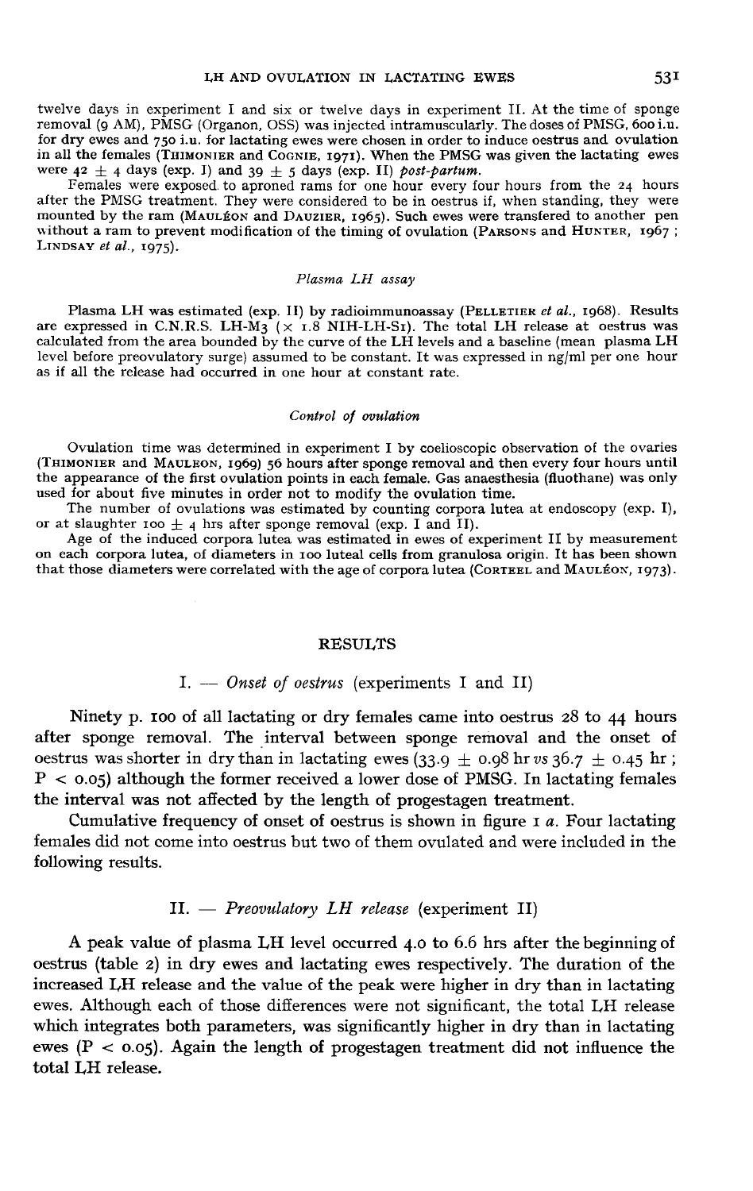twelve days in experiment I and six or twelve days in experiment II. At the time of sponge removal (9 AM), PMSG (Organon, OSS) was injected intramuscularly. The doses of PMSG, 600 i.u. for dry ewes and 750 i.u. for lactating ewes were chosen in order to induce oestrus and ovulation in all the females (THIMONIER and COGNIE, 1971). When the PMSG was given the lactating ewes were 42 ± 4 days (exp. I) and 39 ± 5 days (exp. II) *post-partum*.

Females were exposed to aproned rams for one hour every four hours from the 24 hours after the PMSG treatment. They were considered to be in oestrus if, when standing, they were mounted by the ram (MAULÉON and DAUZIER, 1965). Such ewes were transfered to another pen without a ram to prevent modification of the timing of ovulation (PARSONS and HUNTER, 1967 ; LINDSAY *et al.*, 1975).

### *Plasma LH assay*

Plasma LH was estimated (exp. II) by radioimmunoassay (PELLETIER *et al.*, 1968). Results are expressed in C.N.R.S. LH-M3 (× 1.8 NIH-LH-S1). The total LH release at oestrus was calculated from the area bounded by the curve of the LH levels and a baseline (mean plasma LH level before preovulatory surge) assumed to be constant. It was expressed in ng/ml per one hour as if all the release had occurred in one hour at constant rate.

### *Control of ovulation*

Ovulation time was determined in experiment I by coelioscopic observation of the ovaries (THIMONIER and MAULEON, 1969) 56 hours after sponge removal and then every four hours until the appearance of the first ovulation points in each female. Gas anaesthesia (fluothane) was only used for about five minutes in order not to modify the ovulation time.

The number of ovulations was estimated by counting corpora lutea at endoscopy (exp. I), or at slaughter 100 ± 4 hrs after sponge removal (exp. I and II).

Age of the induced corpora lutea was estimated in ewes of experiment II by measurement on each corpora lutea, of diameters in 100 luteal cells from granulosa origin. It has been shown that those diameters were correlated with the age of corpora lutea (CORTEEL and MAULÉON, 1973).

## RESULTS

### I. — *Onset of oestrus* (experiments I and II)

Ninety p. 100 of all lactating or dry females came into oestrus 28 to 44 hours after sponge removal. The interval between sponge removal and the onset of oestrus was shorter in dry than in lactating ewes (33.9 ± 0.98 hr *vs* 36.7 ± 0.45 hr ; $P < 0.05$) although the former received a lower dose of PMSG. In lactating females the interval was not affected by the length of progestagen treatment.

Cumulative frequency of onset of oestrus is shown in figure 1 *a*. Four lactating females did not come into oestrus but two of them ovulated and were included in the following results.

### II. — *Preovulatory LH release* (experiment II)

A peak value of plasma LH level occurred 4.0 to 6.6 hrs after the beginning of oestrus (table 2) in dry ewes and lactating ewes respectively. The duration of the increased LH release and the value of the peak were higher in dry than in lactating ewes. Although each of those differences were not significant, the total LH release which integrates both parameters, was significantly higher in dry than in lactating ewes ($P < 0.05$). Again the length of progestagen treatment did not influence the total LH release.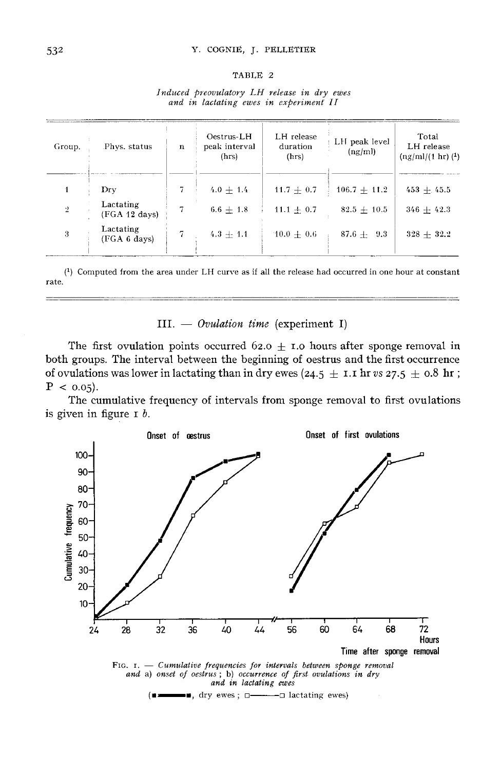TABLE 2

*Induced preovulatory LH release in dry ewes and in lactating ewes in experiment II*

| Group. | Phys. status | n | Oestrus-LH peak interval (hrs) | LH release duration (hrs) | LH peak level (ng/ml) | Total LH release (ng/ml/(1 hr) [1] |
|---|---|---|---|---|---|---|
| 1 | Dry | 7 | $4.0 \pm 1.4$ | $11.7 \pm 0.7$ | $106.7 \pm 11.2$ | $453 \pm 45.5$ |
| 2 | Lactating (FGA 12 days) | 7 | $6.6 \pm 1.8$ | $11.1 \pm 0.7$ | $82.5 \pm 10.5$ | $346 \pm 42.3$ |
| 3 | Lactating (FGA 6 days) | 7 | $4.3 \pm 1.1$ | $10.0 \pm 0.6$ | $87.6 \pm 9.3$ | $328 \pm 32.2$ |

[1] Computed from the area under LH curve as if all the release had occurred in one hour at constant rate.

### III. — *Ovulation time* (experiment I)

The first ovulation points occurred $62.0 \pm 1.0$ hours after sponge removal in both groups. The interval between the beginning of oestrus and the first occurrence of ovulations was lower in lactating than in dry ewes ($24.5 \pm 1.1$ hr *vs* $27.5 \pm 0.8$ hr ; $P < 0.05$).

The cumulative frequency of intervals from sponge removal to first ovulations is given in figure 1 *b*.

FIG. 1. — *Cumulative frequencies for intervals between sponge removal and a) onset of oestrus ; b) occurrence of first ovulations in dry and in lactating ewes*

(■——■, dry ewes ; □——□ lactating ewes)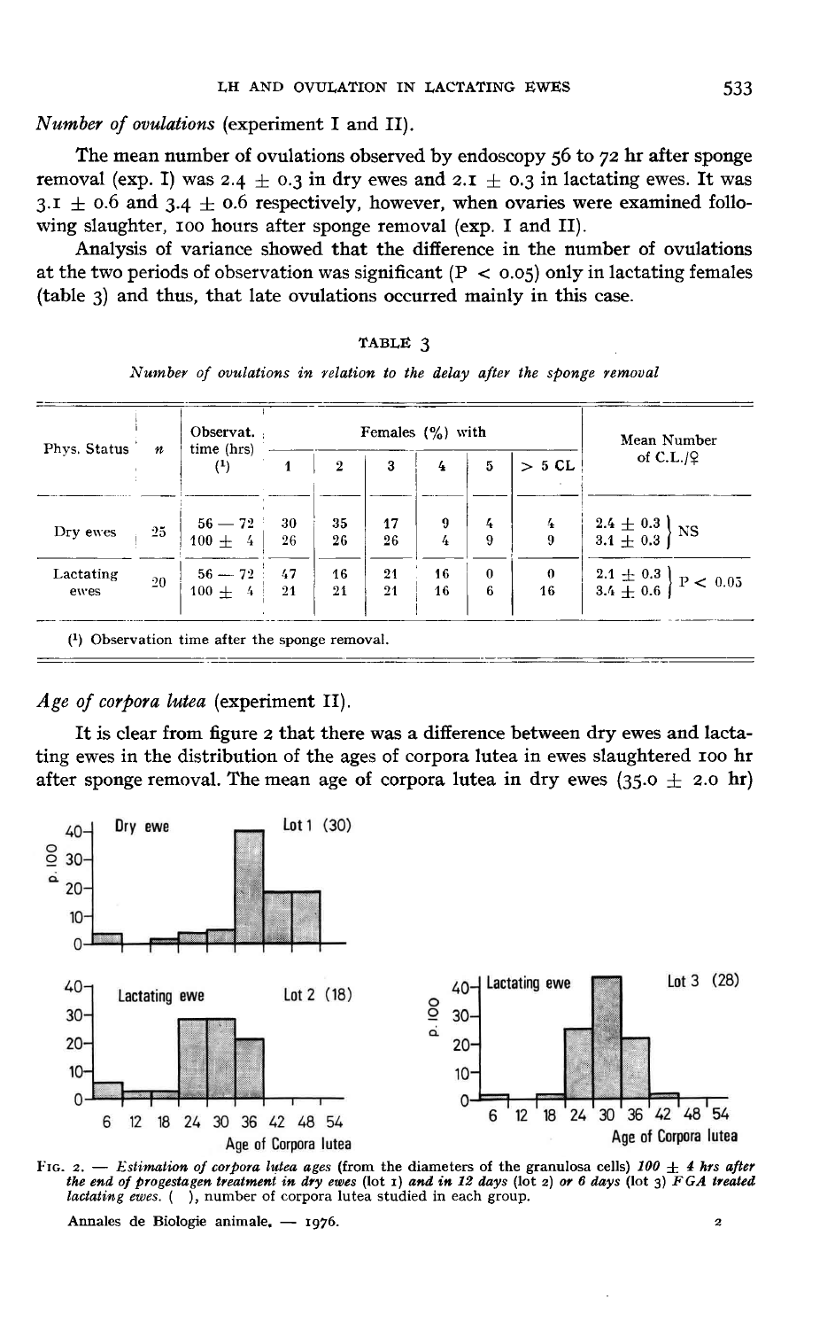*Number of ovulations* (experiment I and II).

The mean number of ovulations observed by endoscopy 56 to 72 hr after sponge removal (exp. I) was 2.4 ± 0.3 in dry ewes and 2.1 ± 0.3 in lactating ewes. It was 3.1 ± 0.6 and 3.4 ± 0.6 respectively, however, when ovaries were examined following slaughter, 100 hours after sponge removal (exp. I and II).

Analysis of variance showed that the difference in the number of ovulations at the two periods of observation was significant ($P < 0.05$) only in lactating females (table 3) and thus, that late ovulations occurred mainly in this case.

TABLE 3

*Number of ovulations in relation to the delay after the sponge removal*

| Phys. Status | $n$ | Observat. time (hrs) [1] | Females (%) with | | | | | | Mean Number of C.L./♀ |
|---|---|---|---|---|---|---|---|---|---|
| | | | 1 | 2 | 3 | 4 | 5 | > 5 CL | |
| Dry ewes | 25 | 56 — 72 | 30 | 35 | 17 | 9 | 4 | 4 | 2.4 ± 0.3 } NS |
| | | 100 ± 4 | 26 | 26 | 26 | 4 | 9 | 9 | 3.1 ± 0.3 |
| Lactating ewes | 20 | 56 — 72 | 47 | 16 | 21 | 16 | 0 | 0 | 2.1 ± 0.3 } $P < 0.05$ |
| | | 100 ± 4 | 21 | 21 | 21 | 16 | 6 | 16 | 3.4 ± 0.6 |

[1] Observation time after the sponge removal.

*Age of corpora lutea* (experiment II).

It is clear from figure 2 that there was a difference between dry ewes and lactating ewes in the distribution of the ages of corpora lutea in ewes slaughtered 100 hr after sponge removal. The mean age of corpora lutea in dry ewes (35.0 ± 2.0 hr)

FIG. 2. — *Estimation of corpora lutea ages* (from the diameters of the granulosa cells) *100 ± 4 hrs after the end of progestagen treatment in dry ewes* (lot 1) *and in 12 days* (lot 2) *or 6 days* (lot 3) *FGA treated lactating ewes.* ( ), number of corpora lutea studied in each group.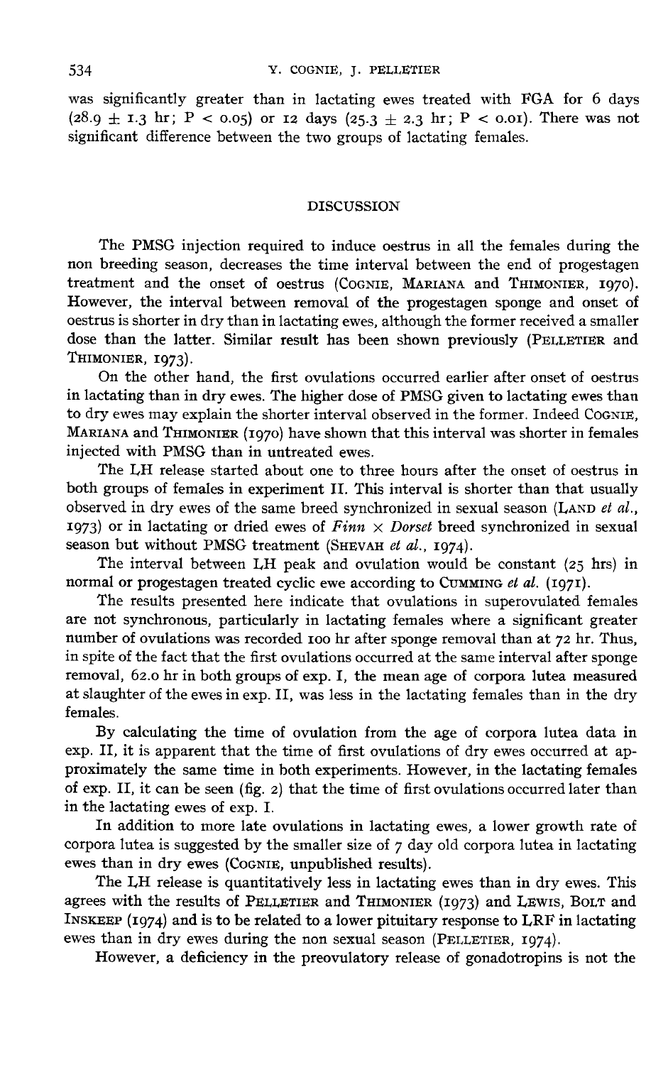was significantly greater than in lactating ewes treated with FGA for 6 days ($28.9 \pm 1.3$ hr; $P < 0.05$) or 12 days ($25.3 \pm 2.3$ hr; $P < 0.01$). There was not significant difference between the two groups of lactating females.

## DISCUSSION

The PMSG injection required to induce oestrus in all the females during the non breeding season, decreases the time interval between the end of progestagen treatment and the onset of oestrus (COGNIE, MARIANA and THIMONIER, 1970). However, the interval between removal of the progestagen sponge and onset of oestrus is shorter in dry than in lactating ewes, although the former received a smaller dose than the latter. Similar result has been shown previously (PELLETIER and THIMONIER, 1973).

On the other hand, the first ovulations occurred earlier after onset of oestrus in lactating than in dry ewes. The higher dose of PMSG given to lactating ewes than to dry ewes may explain the shorter interval observed in the former. Indeed COGNIE, MARIANA and THIMONIER (1970) have shown that this interval was shorter in females injected with PMSG than in untreated ewes.

The LH release started about one to three hours after the onset of oestrus in both groups of females in experiment II. This interval is shorter than that usually observed in dry ewes of the same breed synchronized in sexual season (LAND *et al.*, 1973) or in lactating or dried ewes of *Finn* × *Dorset* breed synchronized in sexual season but without PMSG treatment (SHEVAH *et al.*, 1974).

The interval between LH peak and ovulation would be constant (25 hrs) in normal or progestagen treated cyclic ewe according to CUMMING *et al.* (1971).

The results presented here indicate that ovulations in superovulated females are not synchronous, particularly in lactating females where a significant greater number of ovulations was recorded 100 hr after sponge removal than at 72 hr. Thus, in spite of the fact that the first ovulations occurred at the same interval after sponge removal, 62.0 hr in both groups of exp. I, the mean age of corpora lutea measured at slaughter of the ewes in exp. II, was less in the lactating females than in the dry females.

By calculating the time of ovulation from the age of corpora lutea data in exp. II, it is apparent that the time of first ovulations of dry ewes occurred at approximately the same time in both experiments. However, in the lactating females of exp. II, it can be seen (fig. 2) that the time of first ovulations occurred later than in the lactating ewes of exp. I.

In addition to more late ovulations in lactating ewes, a lower growth rate of corpora lutea is suggested by the smaller size of 7 day old corpora lutea in lactating ewes than in dry ewes (COGNIE, unpublished results).

The LH release is quantitatively less in lactating ewes than in dry ewes. This agrees with the results of PELLETIER and THIMONIER (1973) and LEWIS, BOLT and INSKEEP (1974) and is to be related to a lower pituitary response to LRF in lactating ewes than in dry ewes during the non sexual season (PELLETIER, 1974).

However, a deficiency in the preovulatory release of gonadotropins is not the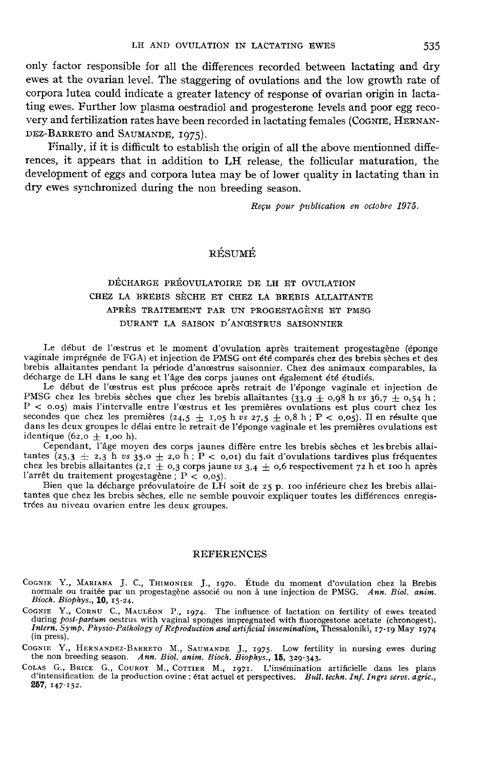only factor responsible for all the differences recorded between lactating and dry ewes at the ovarian level. The staggering of ovulations and the low growth rate of corpora lutea could indicate a greater latency of response of ovarian origin in lactating ewes. Further low plasma oestradiol and progesterone levels and poor egg recovery and fertilization rates have been recorded in lactating females (COGNIE, HERNANDEZ-BARRETO and SAUMANDE, 1975).

Finally, if it is difficult to establish the origin of all the above mentionned differences, it appears that in addition to LH release, the follicular maturation, the development of eggs and corpora lutea may be of lower quality in lactating than in dry ewes synchronized during the non breeding season.

*Reçu pour publication en octobre 1975.*

## RÉSUMÉ

### DÉCHARGE PRÉOVULATOIRE DE LH ET OVULATION CHEZ LA BREBIS SÈCHE ET CHEZ LA BREBIS ALLAITANTE APRÈS TRAITEMENT PAR UN PROGESTAGÈNE ET PMSG DURANT LA SAISON D'ANŒSTRUS SAISONNIER

Le début de l'œstrus et le moment d'ovulation après traitement progestagène (éponge vaginale imprégnée de FGA) et injection de PMSG ont été comparés chez des brebis sèches et des brebis allaitantes pendant la période d'anœstrus saisonnier. Chez des animaux comparables, la décharge de LH dans le sang et l'âge des corps jaunes ont également été étudiés.

Le début de l'œstrus est plus précoce après retrait de l'éponge vaginale et injection de PMSG chez les brebis sèches que chez les brebis allaitantes (33,9 $\pm$ 0,98 h *vs* 36,7 $\pm$ 0,54 h ; $P < 0{,}05$) mais l'intervalle entre l'œstrus et les premières ovulations est plus court chez les secondes que chez les premières (24,5 $\pm$ 1,05 h *vs* 27,5 $\pm$ 0,8 h ; $P < 0{,}05$). Il en résulte que dans les deux groupes le délai entre le retrait de l'éponge vaginale et les premières ovulations est identique (62,0 $\pm$ 1,00 h).

Cependant, l'âge moyen des corps jaunes diffère entre les brebis sèches et les brebis allaitantes (25,3 $\pm$ 2,3 h *vs* 35,0 $\pm$ 2,0 h ; $P < 0{,}01$) du fait d'ovulations tardives plus fréquentes chez les brebis allaitantes (2,1 $\pm$ 0,3 corps jaune *vs* 3,4 $\pm$ 0,6 respectivement 72 h et 100 h après l'arrêt du traitement progestagène ; $P < 0{,}05$).

Bien que la décharge préovulatoire de LH soit de 25 p. 100 inférieure chez les brebis allaitantes que chez les brebis sèches, elle ne semble pouvoir expliquer toutes les différences enregistrées au niveau ovarien entre les deux groupes.

## REFERENCES

COGNIE Y., MARIANA J. C., THIMONIER J., 1970. Étude du moment d'ovulation chez la Brebis normale ou traitée par un progestagène associé ou non à une injection de PMSG. *Ann. Biol. anim. Bioch. Biophys.*, **10**, 15-24.

COGNIE Y., CORNU C., MAULÉON P., 1974. The influence of lactation on fertility of ewes treated during *post-partum* oestrus with vaginal sponges impregnated with fluorogestone acetate (chronogest). *Intern. Symp. Physio-Pathology of Reproduction and artificial insemination*, Thessaloniki, 17-19 May 1974 (in press).

COGNIE Y., HERNANDEZ-BARRETO M., SAUMANDE J., 1975. Low fertility in nursing ewes during the non breeding season. *Ann. Biol. anim. Bioch. Biophys.*, **15**, 329-343.

COLAS G., BRICE G., COUROT M., COTTIER M., 1971. L'insémination artificielle dans les plans d'intensification de la production ovine : état actuel et perspectives. *Bull. techn. Inf. Ingrs servs. agric.*, **257**, 147-152.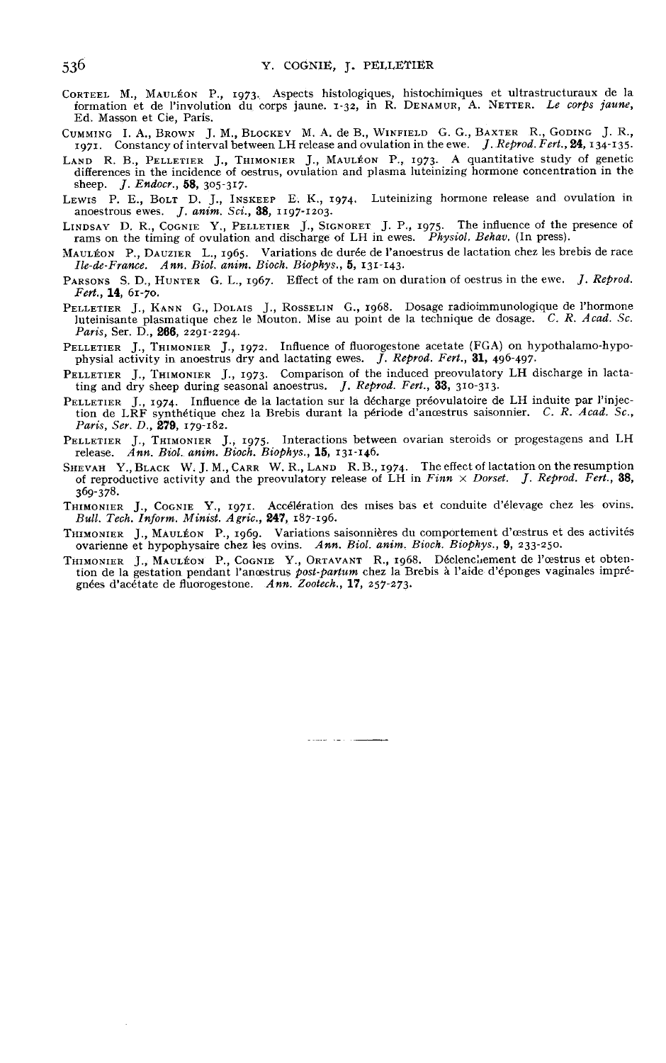CORTEEL M., MAULÉON P., 1973. Aspects histologiques, histochimiques et ultrastructuraux de la formation et de l'involution du corps jaune. 1-32, in R. DENAMUR, A. NETTER. *Le corps jaune*, Ed. Masson et Cie, Paris.

CUMMING I. A., BROWN J. M., BLOCKEY M. A. de B., WINFIELD G. G., BAXTER R., GODING J. R., 1971. Constancy of interval between LH release and ovulation in the ewe. *J. Reprod. Fert.*, **24**, 134-135.

LAND R. B., PELLETIER J., THIMONIER J., MAULÉON P., 1973. A quantitative study of genetic differences in the incidence of oestrus, ovulation and plasma luteinizing hormone concentration in the sheep. *J. Endocr.*, **58**, 305-317.

LEWIS P. E., BOLT D. J., INSKEEP E. K., 1974. Luteinizing hormone release and ovulation in anoestrous ewes. *J. anim. Sci.*, **38**, 1197-1203.

LINDSAY D. R., COGNIE Y., PELLETIER J., SIGNORET J. P., 1975. The influence of the presence of rams on the timing of ovulation and discharge of LH in ewes. *Physiol. Behav.* (In press).

MAULÉON P., DAUZIER L., 1965. Variations de durée de l'anoestrus de lactation chez les brebis de race *Ile-de-France*. *Ann. Biol. anim. Bioch. Biophys.*, **5**, 131-143.

PARSONS S. D., HUNTER G. L., 1967. Effect of the ram on duration of oestrus in the ewe. *J. Reprod. Fert.*, **14**, 61-70.

PELLETIER J., KANN G., DOLAIS J., ROSSELIN G., 1968. Dosage radioimmunologique de l'hormone luteinisante plasmatique chez le Mouton. Mise au point de la technique de dosage. *C. R. Acad. Sc. Paris*, Ser. D., **266**, 2291-2294.

PELLETIER J., THIMONIER J., 1972. Influence of fluorogestone acetate (FGA) on hypothalamo-hypophysial activity in anoestrus dry and lactating ewes. *J. Reprod. Fert.*, **31**, 496-497.

PELLETIER J., THIMONIER J., 1973. Comparison of the induced preovulatory LH discharge in lactating and dry sheep during seasonal anoestrus. *J. Reprod. Fert.*, **33**, 310-313.

PELLETIER J., 1974. Influence de la lactation sur la décharge préovulatoire de LH induite par l'injection de LRF synthétique chez la Brebis durant la période d'anœstrus saisonnier. *C. R. Acad. Sc., Paris, Ser. D.*, **279**, 179-182.

PELLETIER J., THIMONIER J., 1975. Interactions between ovarian steroids or progestagens and LH release. *Ann. Biol. anim. Bioch. Biophys.*, **15**, 131-146.

SHEVAH Y., BLACK W. J. M., CARR W. R., LAND R. B., 1974. The effect of lactation on the resumption of reproductive activity and the preovulatory release of LH in *Finn × Dorset*. *J. Reprod. Fert.*, **38**, 369-378.

THIMONIER J., COGNIE Y., 1971. Accélération des mises bas et conduite d'élevage chez les ovins. *Bull. Tech. Inform. Minist. Agric.*, **247**, 187-196.

THIMONIER J., MAULÉON P., 1969. Variations saisonnières du comportement d'œstrus et des activités ovarienne et hypophysaire chez les ovins. *Ann. Biol. anim. Bioch. Biophys.*, **9**, 233-250.

THIMONIER J., MAULÉON P., COGNIE Y., ORTAVANT R., 1968. Déclenchement de l'œstrus et obtention de la gestation pendant l'anœstrus *post-partum* chez la Brebis à l'aide d'éponges vaginales imprégnées d'acétate de fluorogestone. *Ann. Zootech.*, **17**, 257-273.